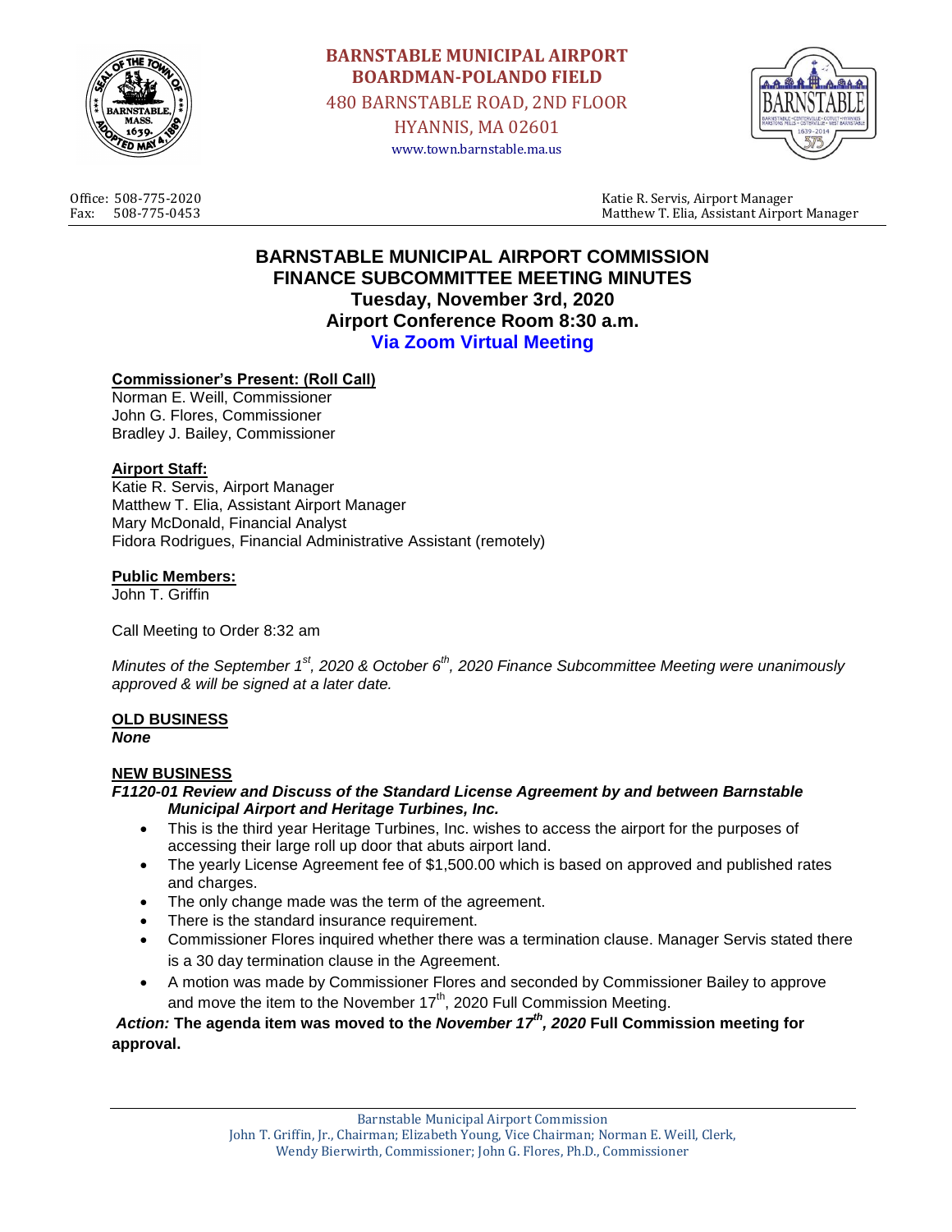**BARNSTABLE MUNICIPAL AIRPORT**
**BOARDMAN-POLANDO FIELD**
480 BARNSTABLE ROAD, 2ND FLOOR
HYANNIS, MA 02601
www.town.barnstable.ma.us

Office: 508-775-2020
Fax: 508-775-0453

Katie R. Servis, Airport Manager
Matthew T. Elia, Assistant Airport Manager

# BARNSTABLE MUNICIPAL AIRPORT COMMISSION
# FINANCE SUBCOMMITTEE MEETING MINUTES
## Tuesday, November 3rd, 2020
## Airport Conference Room 8:30 a.m.
## Via Zoom Virtual Meeting

**Commissioner's Present: (Roll Call)**
Norman E. Weill, Commissioner
John G. Flores, Commissioner
Bradley J. Bailey, Commissioner

**Airport Staff:**
Katie R. Servis, Airport Manager
Matthew T. Elia, Assistant Airport Manager
Mary McDonald, Financial Analyst
Fidora Rodrigues, Financial Administrative Assistant (remotely)

**Public Members:**
John T. Griffin

Call Meeting to Order 8:32 am

*Minutes of the September 1st, 2020 & October 6th, 2020 Finance Subcommittee Meeting were unanimously approved & will be signed at a later date.*

**OLD BUSINESS**
***None***

**NEW BUSINESS**
***F1120-01 Review and Discuss of the Standard License Agreement by and between Barnstable Municipal Airport and Heritage Turbines, Inc.***

- This is the third year Heritage Turbines, Inc. wishes to access the airport for the purposes of accessing their large roll up door that abuts airport land.
- The yearly License Agreement fee of $1,500.00 which is based on approved and published rates and charges.
- The only change made was the term of the agreement.
- There is the standard insurance requirement.
- Commissioner Flores inquired whether there was a termination clause. Manager Servis stated there is a 30 day termination clause in the Agreement.
- A motion was made by Commissioner Flores and seconded by Commissioner Bailey to approve and move the item to the November 17th, 2020 Full Commission Meeting.

***Action:*** **The agenda item was moved to the *November 17th, 2020* Full Commission meeting for approval.**

Barnstable Municipal Airport Commission
John T. Griffin, Jr., Chairman; Elizabeth Young, Vice Chairman; Norman E. Weill, Clerk,
Wendy Bierwirth, Commissioner; John G. Flores, Ph.D., Commissioner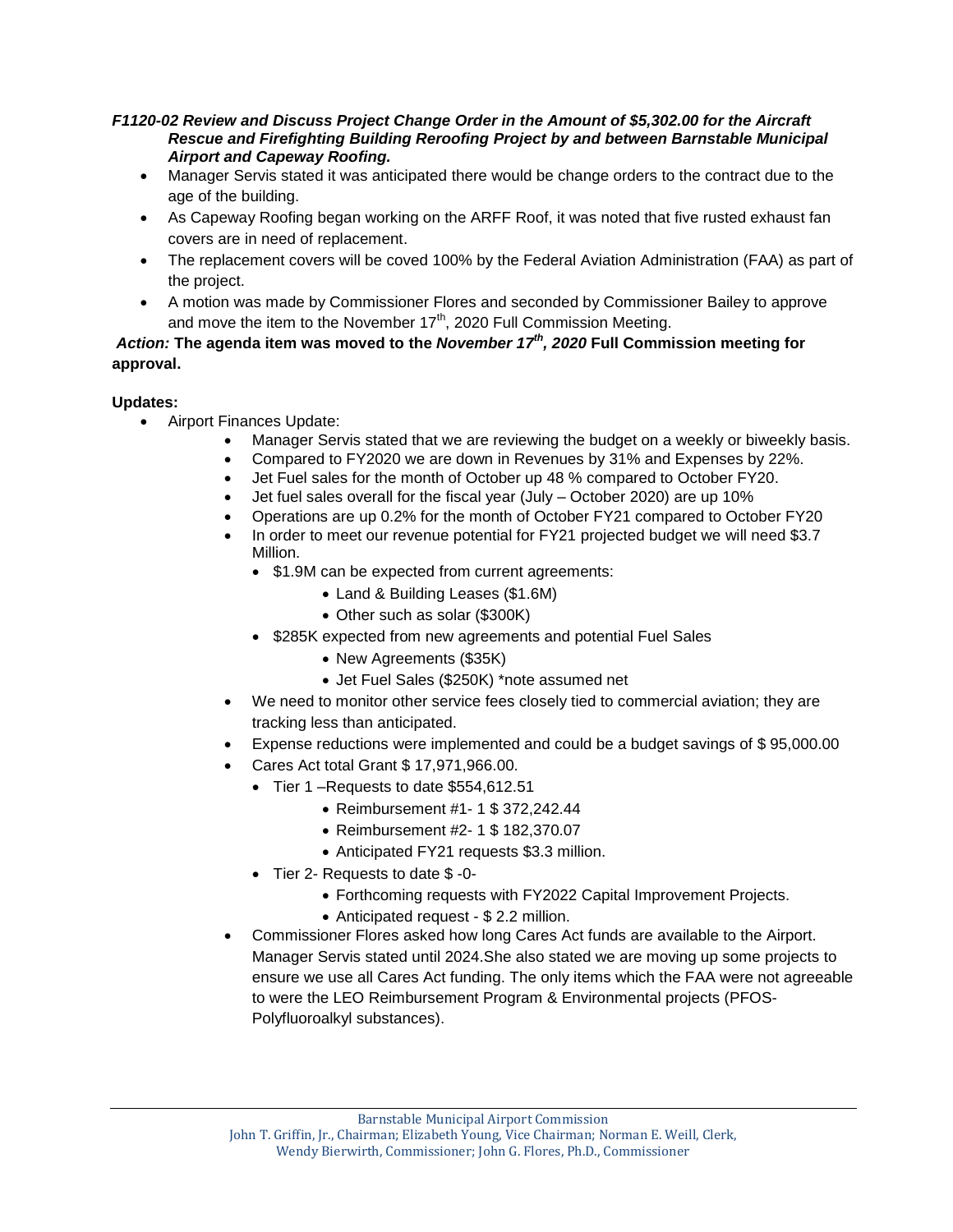***F1120-02 Review and Discuss Project Change Order in the Amount of $5,302.00 for the Aircraft Rescue and Firefighting Building Reroofing Project by and between Barnstable Municipal Airport and Capeway Roofing.***

- Manager Servis stated it was anticipated there would be change orders to the contract due to the age of the building.
- As Capeway Roofing began working on the ARFF Roof, it was noted that five rusted exhaust fan covers are in need of replacement.
- The replacement covers will be coved 100% by the Federal Aviation Administration (FAA) as part of the project.
- A motion was made by Commissioner Flores and seconded by Commissioner Bailey to approve and move the item to the November 17th, 2020 Full Commission Meeting.

***Action:*** **The agenda item was moved to the *November 17th, 2020* Full Commission meeting for approval.**

**Updates:**

- Airport Finances Update:
  - Manager Servis stated that we are reviewing the budget on a weekly or biweekly basis.
  - Compared to FY2020 we are down in Revenues by 31% and Expenses by 22%.
  - Jet Fuel sales for the month of October up 48 % compared to October FY20.
  - Jet fuel sales overall for the fiscal year (July – October 2020) are up 10%
  - Operations are up 0.2% for the month of October FY21 compared to October FY20
  - In order to meet our revenue potential for FY21 projected budget we will need $3.7 Million.
    - $1.9M can be expected from current agreements:
      - Land & Building Leases ($1.6M)
      - Other such as solar ($300K)
    - $285K expected from new agreements and potential Fuel Sales
      - New Agreements ($35K)
      - Jet Fuel Sales ($250K) *note assumed net
  - We need to monitor other service fees closely tied to commercial aviation; they are tracking less than anticipated.
  - Expense reductions were implemented and could be a budget savings of $ 95,000.00
  - Cares Act total Grant $ 17,971,966.00.
    - Tier 1 –Requests to date $554,612.51
      - Reimbursement #1- 1 $ 372,242.44
      - Reimbursement #2- 1 $ 182,370.07
      - Anticipated FY21 requests $3.3 million.
    - Tier 2- Requests to date $ -0-
      - Forthcoming requests with FY2022 Capital Improvement Projects.
      - Anticipated request - $ 2.2 million.
  - Commissioner Flores asked how long Cares Act funds are available to the Airport. Manager Servis stated until 2024.She also stated we are moving up some projects to ensure we use all Cares Act funding. The only items which the FAA were not agreeable to were the LEO Reimbursement Program & Environmental projects (PFOS- Polyfluoroalkyl substances).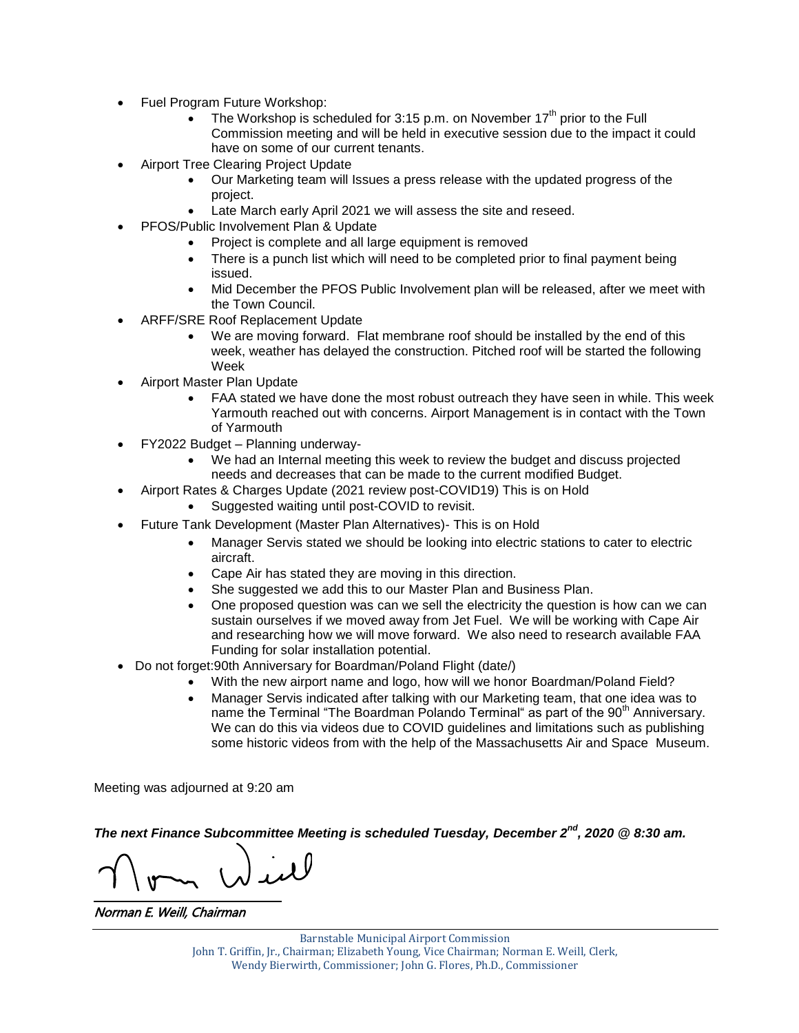- Fuel Program Future Workshop:
    - The Workshop is scheduled for 3:15 p.m. on November 17th prior to the Full Commission meeting and will be held in executive session due to the impact it could have on some of our current tenants.
- Airport Tree Clearing Project Update
    - Our Marketing team will Issues a press release with the updated progress of the project.
    - Late March early April 2021 we will assess the site and reseed.
- PFOS/Public Involvement Plan & Update
    - Project is complete and all large equipment is removed
    - There is a punch list which will need to be completed prior to final payment being issued.
    - Mid December the PFOS Public Involvement plan will be released, after we meet with the Town Council.
- ARFF/SRE Roof Replacement Update
    - We are moving forward. Flat membrane roof should be installed by the end of this week, weather has delayed the construction. Pitched roof will be started the following Week
- Airport Master Plan Update
    - FAA stated we have done the most robust outreach they have seen in while. This week Yarmouth reached out with concerns. Airport Management is in contact with the Town of Yarmouth
- FY2022 Budget – Planning underway-
    - We had an Internal meeting this week to review the budget and discuss projected needs and decreases that can be made to the current modified Budget.
- Airport Rates & Charges Update (2021 review post-COVID19) This is on Hold
    - Suggested waiting until post-COVID to revisit.
- Future Tank Development (Master Plan Alternatives)- This is on Hold
    - Manager Servis stated we should be looking into electric stations to cater to electric aircraft.
    - Cape Air has stated they are moving in this direction.
    - She suggested we add this to our Master Plan and Business Plan.
    - One proposed question was can we sell the electricity the question is how can we can sustain ourselves if we moved away from Jet Fuel. We will be working with Cape Air and researching how we will move forward. We also need to research available FAA Funding for solar installation potential.
- Do not forget:90th Anniversary for Boardman/Poland Flight (date/)
    - With the new airport name and logo, how will we honor Boardman/Poland Field?
    - Manager Servis indicated after talking with our Marketing team, that one idea was to name the Terminal "The Boardman Polando Terminal" as part of the 90th Anniversary. We can do this via videos due to COVID guidelines and limitations such as publishing some historic videos from with the help of the Massachusetts Air and Space Museum.

Meeting was adjourned at 9:20 am

***The next Finance Subcommittee Meeting is scheduled Tuesday, December 2nd, 2020 @ 8:30 am.***

*Norman E. Weill, Chairman*

Barnstable Municipal Airport Commission
John T. Griffin, Jr., Chairman; Elizabeth Young, Vice Chairman; Norman E. Weill, Clerk, Wendy Bierwirth, Commissioner; John G. Flores, Ph.D., Commissioner